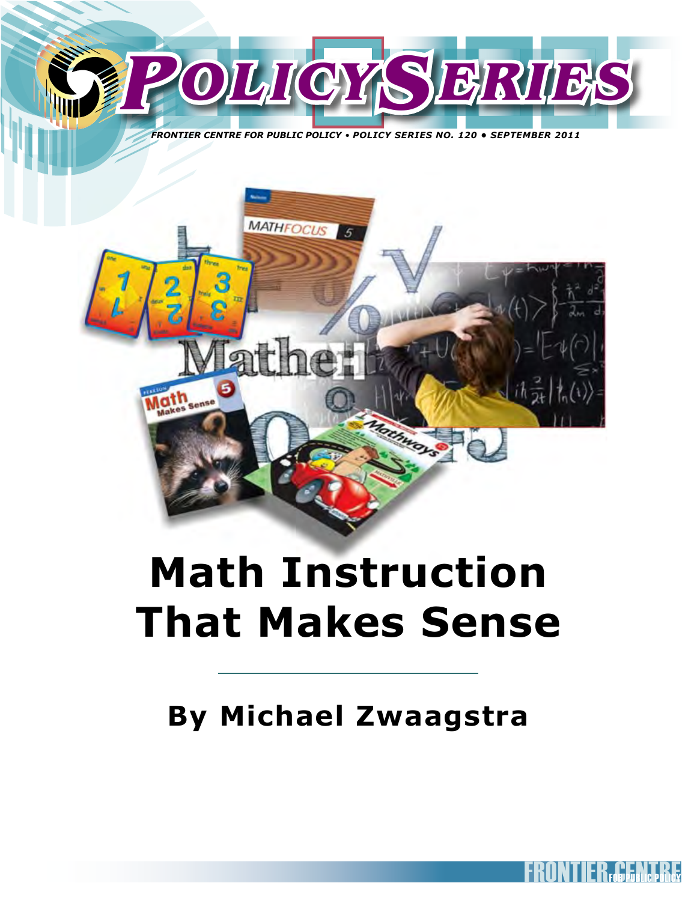# POLICY SERIES

*FRONTIER CENTRE FOR PUBLIC POLICY • POLICY SERIES NO. 120 • SEPTEMBER 2011*

# Math Instruction That Makes Sense

## By Michael Zwaagstra

FRONTIER CENTRE FOR PUBLIC POLICY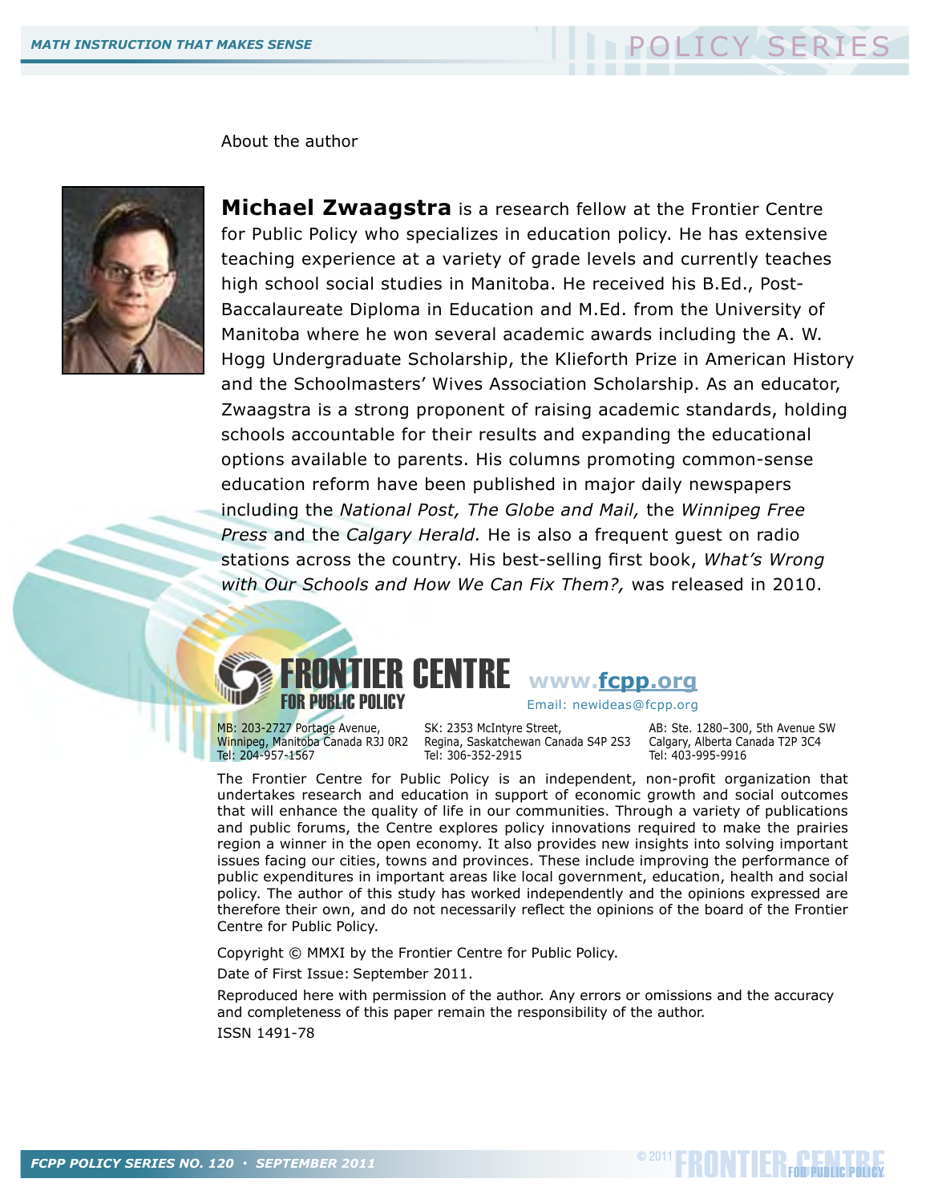About the author

**Michael Zwaagstra** is a research fellow at the Frontier Centre for Public Policy who specializes in education policy. He has extensive teaching experience at a variety of grade levels and currently teaches high school social studies in Manitoba. He received his B.Ed., Post-Baccalaureate Diploma in Education and M.Ed. from the University of Manitoba where he won several academic awards including the A. W. Hogg Undergraduate Scholarship, the Klieforth Prize in American History and the Schoolmasters' Wives Association Scholarship. As an educator, Zwaagstra is a strong proponent of raising academic standards, holding schools accountable for their results and expanding the educational options available to parents. His columns promoting common-sense education reform have been published in major daily newspapers including the *National Post, The Globe and Mail,* the *Winnipeg Free Press* and the *Calgary Herald.* He is also a frequent guest on radio stations across the country. His best-selling first book, *What's Wrong with Our Schools and How We Can Fix Them?,* was released in 2010.

FRONTIER CENTRE FOR PUBLIC POLICY

www.fcpp.org

Email: newideas@fcpp.org

MB: 203-2727 Portage Avenue, Winnipeg, Manitoba Canada R3J 0R2 Tel: 204-957-1567

SK: 2353 McIntyre Street, Regina, Saskatchewan Canada S4P 2S3 Tel: 306-352-2915

AB: Ste. 1280–300, 5th Avenue SW Calgary, Alberta Canada T2P 3C4 Tel: 403-995-9916

The Frontier Centre for Public Policy is an independent, non-profit organization that undertakes research and education in support of economic growth and social outcomes that will enhance the quality of life in our communities. Through a variety of publications and public forums, the Centre explores policy innovations required to make the prairies region a winner in the open economy. It also provides new insights into solving important issues facing our cities, towns and provinces. These include improving the performance of public expenditures in important areas like local government, education, health and social policy. The author of this study has worked independently and the opinions expressed are therefore their own, and do not necessarily reflect the opinions of the board of the Frontier Centre for Public Policy.

Copyright © MMXI by the Frontier Centre for Public Policy.

Date of First Issue: September 2011.

Reproduced here with permission of the author. Any errors or omissions and the accuracy and completeness of this paper remain the responsibility of the author.

ISSN 1491-78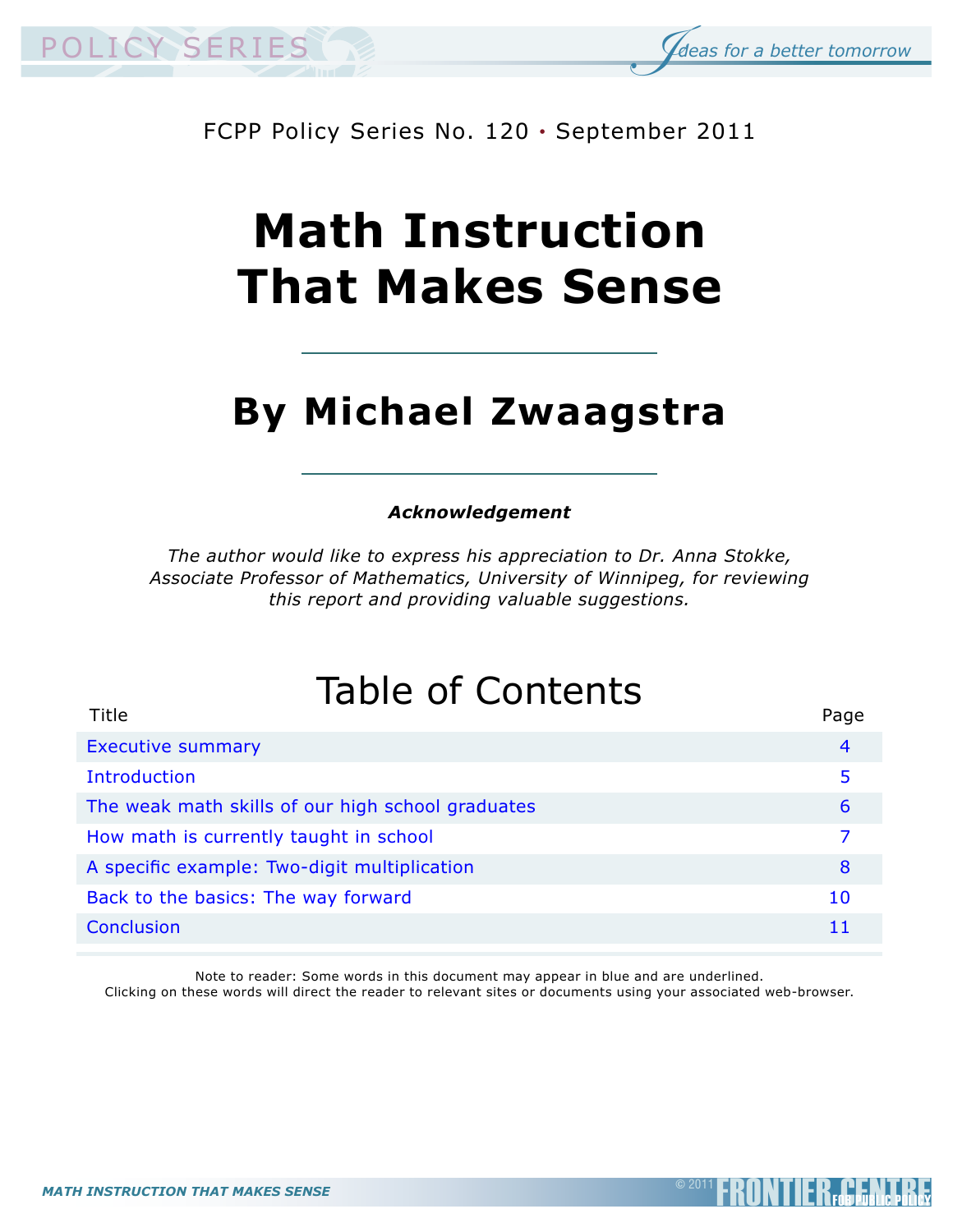FCPP Policy Series No. 120 • September 2011

# Math Instruction That Makes Sense

## By Michael Zwaagstra

***Acknowledgement***

*The author would like to express his appreciation to Dr. Anna Stokke, Associate Professor of Mathematics, University of Winnipeg, for reviewing this report and providing valuable suggestions.*

## Table of Contents

| Title | Page |
|---|---|
| Executive summary | 4 |
| Introduction | 5 |
| The weak math skills of our high school graduates | 6 |
| How math is currently taught in school | 7 |
| A specific example: Two-digit multiplication | 8 |
| Back to the basics: The way forward | 10 |
| Conclusion | 11 |

Note to reader: Some words in this document may appear in blue and are underlined.
Clicking on these words will direct the reader to relevant sites or documents using your associated web-browser.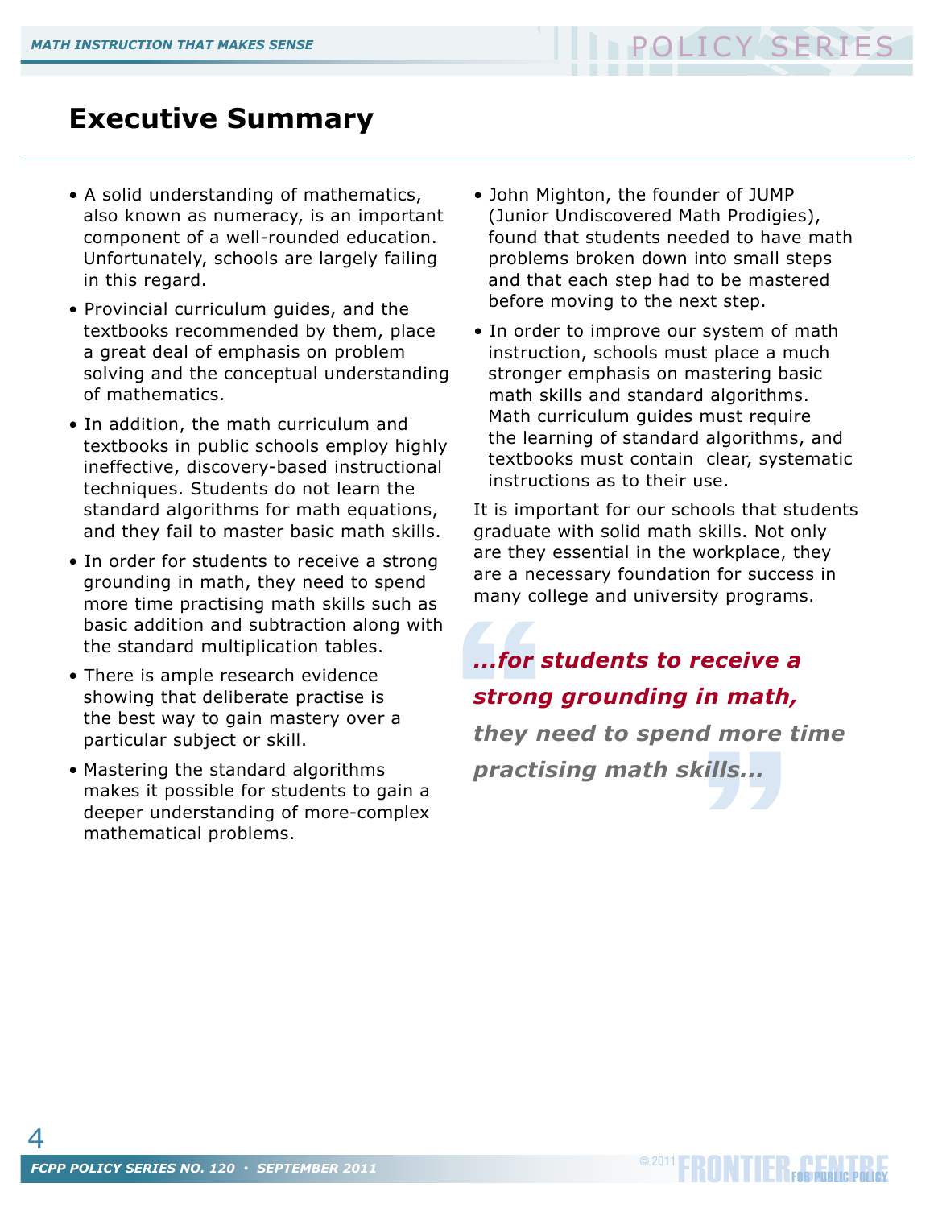# Executive Summary

- A solid understanding of mathematics, also known as numeracy, is an important component of a well-rounded education. Unfortunately, schools are largely failing in this regard.
- Provincial curriculum guides, and the textbooks recommended by them, place a great deal of emphasis on problem solving and the conceptual understanding of mathematics.
- In addition, the math curriculum and textbooks in public schools employ highly ineffective, discovery-based instructional techniques. Students do not learn the standard algorithms for math equations, and they fail to master basic math skills.
- In order for students to receive a strong grounding in math, they need to spend more time practising math skills such as basic addition and subtraction along with the standard multiplication tables.
- There is ample research evidence showing that deliberate practise is the best way to gain mastery over a particular subject or skill.
- Mastering the standard algorithms makes it possible for students to gain a deeper understanding of more-complex mathematical problems.
- John Mighton, the founder of JUMP (Junior Undiscovered Math Prodigies), found that students needed to have math problems broken down into small steps and that each step had to be mastered before moving to the next step.
- In order to improve our system of math instruction, schools must place a much stronger emphasis on mastering basic math skills and standard algorithms. Math curriculum guides must require the learning of standard algorithms, and textbooks must contain clear, systematic instructions as to their use.

It is important for our schools that students graduate with solid math skills. Not only are they essential in the workplace, they are a necessary foundation for success in many college and university programs.

> ***...for students to receive a strong grounding in math, they need to spend more time practising math skills...***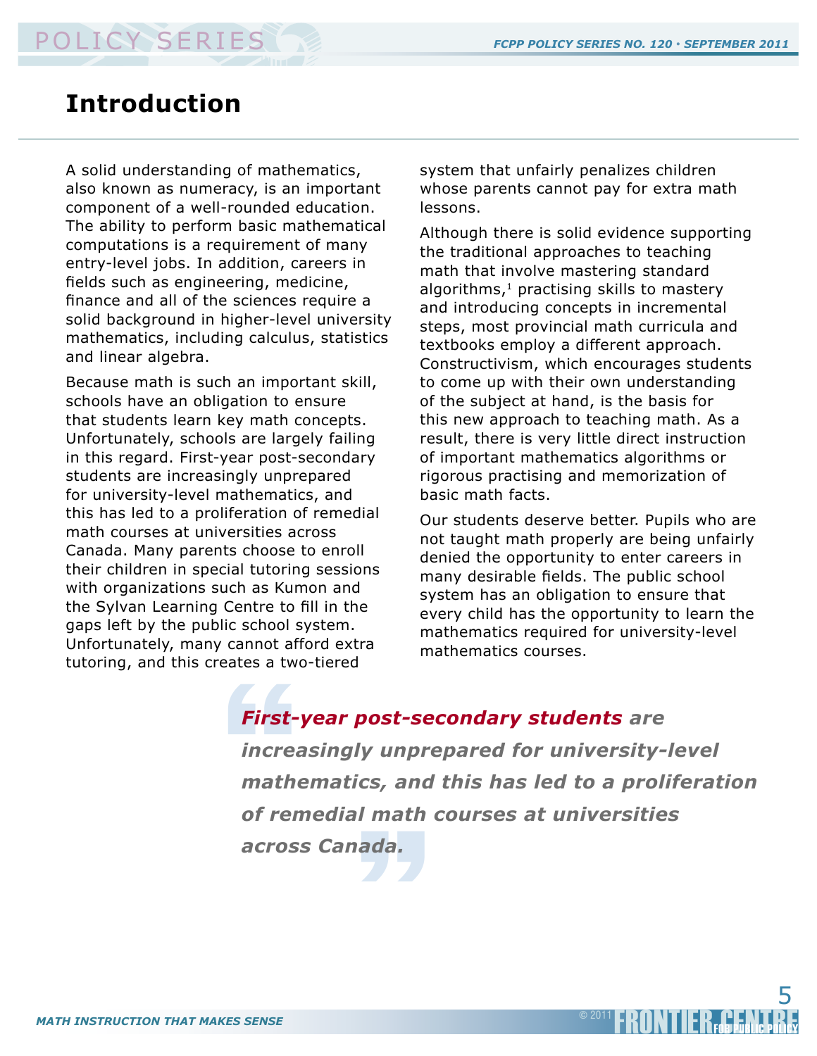# Introduction

A solid understanding of mathematics, also known as numeracy, is an important component of a well-rounded education. The ability to perform basic mathematical computations is a requirement of many entry-level jobs. In addition, careers in fields such as engineering, medicine, finance and all of the sciences require a solid background in higher-level university mathematics, including calculus, statistics and linear algebra.

Because math is such an important skill, schools have an obligation to ensure that students learn key math concepts. Unfortunately, schools are largely failing in this regard. First-year post-secondary students are increasingly unprepared for university-level mathematics, and this has led to a proliferation of remedial math courses at universities across Canada. Many parents choose to enroll their children in special tutoring sessions with organizations such as Kumon and the Sylvan Learning Centre to fill in the gaps left by the public school system. Unfortunately, many cannot afford extra tutoring, and this creates a two-tiered system that unfairly penalizes children whose parents cannot pay for extra math lessons.

Although there is solid evidence supporting the traditional approaches to teaching math that involve mastering standard algorithms,[1] practising skills to mastery and introducing concepts in incremental steps, most provincial math curricula and textbooks employ a different approach. Constructivism, which encourages students to come up with their own understanding of the subject at hand, is the basis for this new approach to teaching math. As a result, there is very little direct instruction of important mathematics algorithms or rigorous practising and memorization of basic math facts.

Our students deserve better. Pupils who are not taught math properly are being unfairly denied the opportunity to enter careers in many desirable fields. The public school system has an obligation to ensure that every child has the opportunity to learn the mathematics required for university-level mathematics courses.

> ***First-year post-secondary students** are increasingly unprepared for university-level mathematics, and this has led to a proliferation of remedial math courses at universities across Canada.*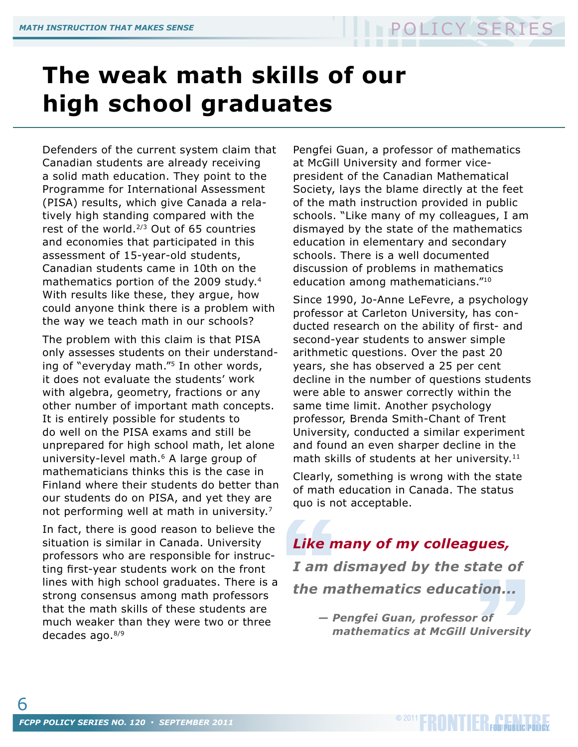# The weak math skills of our high school graduates

Defenders of the current system claim that Canadian students are already receiving a solid math education. They point to the Programme for International Assessment (PISA) results, which give Canada a relatively high standing compared with the rest of the world.[2/3] Out of 65 countries and economies that participated in this assessment of 15-year-old students, Canadian students came in 10th on the mathematics portion of the 2009 study.[4] With results like these, they argue, how could anyone think there is a problem with the way we teach math in our schools?

The problem with this claim is that PISA only assesses students on their understanding of "everyday math."[5] In other words, it does not evaluate the students' work with algebra, geometry, fractions or any other number of important math concepts. It is entirely possible for students to do well on the PISA exams and still be unprepared for high school math, let alone university-level math.[6] A large group of mathematicians thinks this is the case in Finland where their students do better than our students do on PISA, and yet they are not performing well at math in university.[7]

In fact, there is good reason to believe the situation is similar in Canada. University professors who are responsible for instructing first-year students work on the front lines with high school graduates. There is a strong consensus among math professors that the math skills of these students are much weaker than they were two or three decades ago.[8/9]

Pengfei Guan, a professor of mathematics at McGill University and former vice-president of the Canadian Mathematical Society, lays the blame directly at the feet of the math instruction provided in public schools. "Like many of my colleagues, I am dismayed by the state of the mathematics education in elementary and secondary schools. There is a well documented discussion of problems in mathematics education among mathematicians."[10]

Since 1990, Jo-Anne LeFevre, a psychology professor at Carleton University, has conducted research on the ability of first- and second-year students to answer simple arithmetic questions. Over the past 20 years, she has observed a 25 per cent decline in the number of questions students were able to answer correctly within the same time limit. Another psychology professor, Brenda Smith-Chant of Trent University, conducted a similar experiment and found an even sharper decline in the math skills of students at her university.[11]

Clearly, something is wrong with the state of math education in Canada. The status quo is not acceptable.

> ***Like many of my colleagues, I am dismayed by the state of the mathematics education...***
>
> ***— Pengfei Guan, professor of mathematics at McGill University***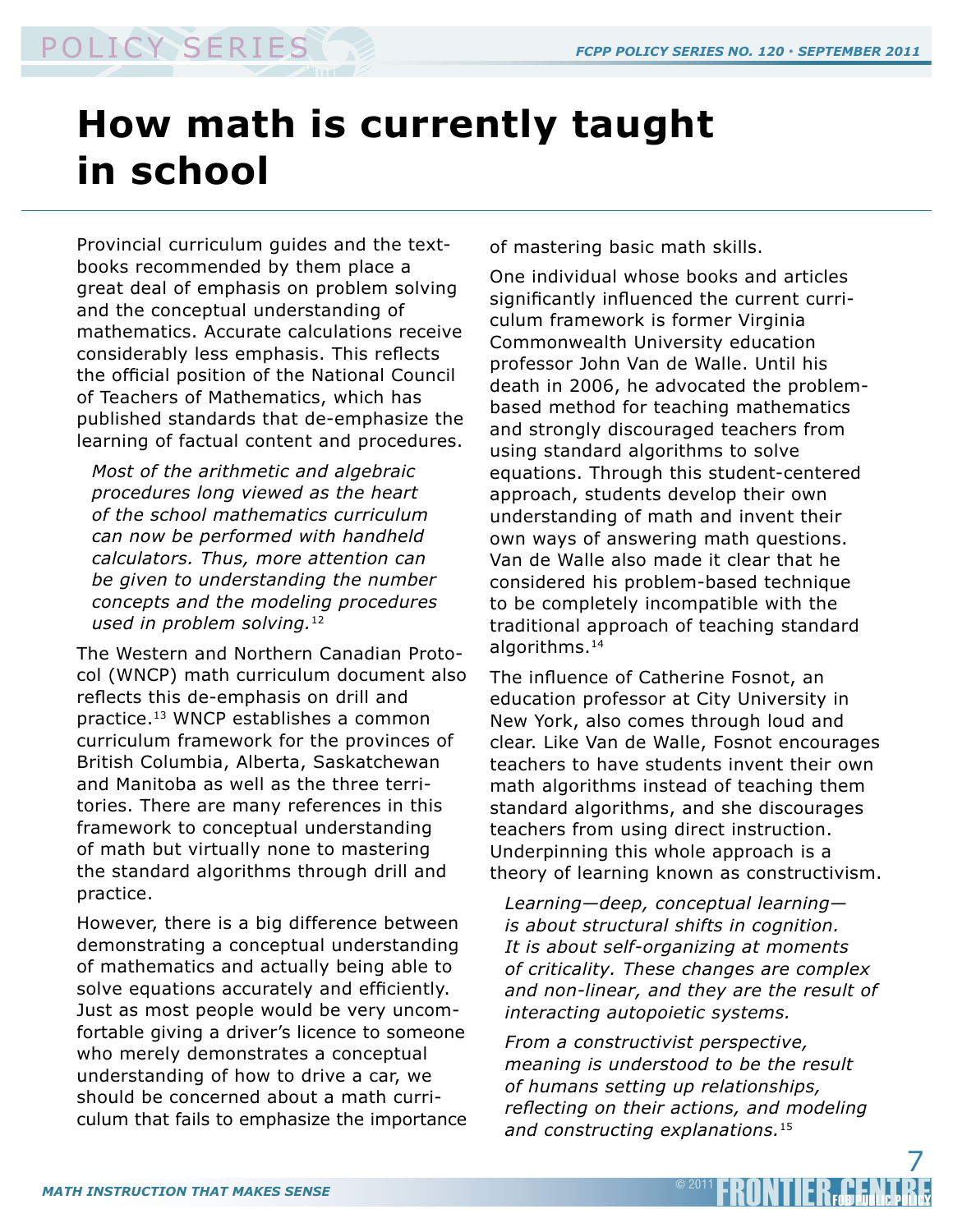# How math is currently taught in school

Provincial curriculum guides and the textbooks recommended by them place a great deal of emphasis on problem solving and the conceptual understanding of mathematics. Accurate calculations receive considerably less emphasis. This reflects the official position of the National Council of Teachers of Mathematics, which has published standards that de-emphasize the learning of factual content and procedures.

> *Most of the arithmetic and algebraic procedures long viewed as the heart of the school mathematics curriculum can now be performed with handheld calculators. Thus, more attention can be given to understanding the number concepts and the modeling procedures used in problem solving.*[12]

The Western and Northern Canadian Protocol (WNCP) math curriculum document also reflects this de-emphasis on drill and practice.[13] WNCP establishes a common curriculum framework for the provinces of British Columbia, Alberta, Saskatchewan and Manitoba as well as the three territories. There are many references in this framework to conceptual understanding of math but virtually none to mastering the standard algorithms through drill and practice.

However, there is a big difference between demonstrating a conceptual understanding of mathematics and actually being able to solve equations accurately and efficiently. Just as most people would be very uncomfortable giving a driver's licence to someone who merely demonstrates a conceptual understanding of how to drive a car, we should be concerned about a math curriculum that fails to emphasize the importance of mastering basic math skills.

One individual whose books and articles significantly influenced the current curriculum framework is former Virginia Commonwealth University education professor John Van de Walle. Until his death in 2006, he advocated the problem-based method for teaching mathematics and strongly discouraged teachers from using standard algorithms to solve equations. Through this student-centered approach, students develop their own understanding of math and invent their own ways of answering math questions. Van de Walle also made it clear that he considered his problem-based technique to be completely incompatible with the traditional approach of teaching standard algorithms.[14]

The influence of Catherine Fosnot, an education professor at City University in New York, also comes through loud and clear. Like Van de Walle, Fosnot encourages teachers to have students invent their own math algorithms instead of teaching them standard algorithms, and she discourages teachers from using direct instruction. Underpinning this whole approach is a theory of learning known as constructivism.

> *Learning—deep, conceptual learning—is about structural shifts in cognition. It is about self-organizing at moments of criticality. These changes are complex and non-linear, and they are the result of interacting autopoietic systems.*
>
> *From a constructivist perspective, meaning is understood to be the result of humans setting up relationships, reflecting on their actions, and modeling and constructing explanations.*[15]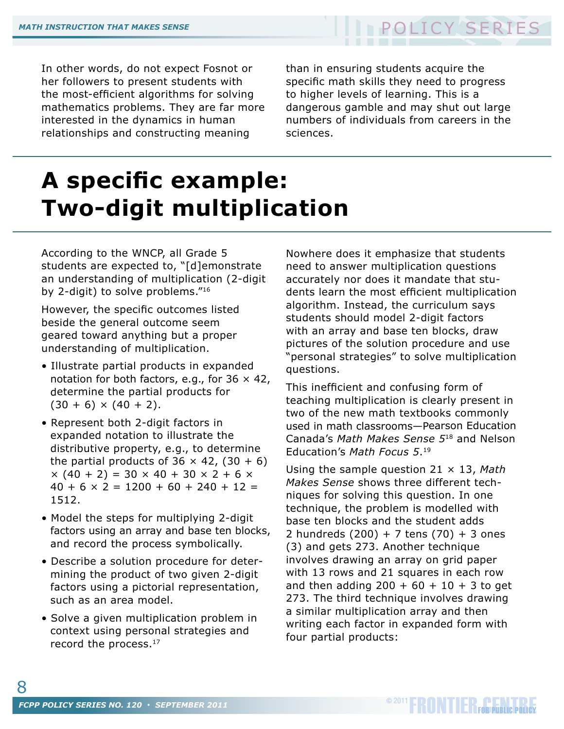In other words, do not expect Fosnot or her followers to present students with the most-efficient algorithms for solving mathematics problems. They are far more interested in the dynamics in human relationships and constructing meaning than in ensuring students acquire the specific math skills they need to progress to higher levels of learning. This is a dangerous gamble and may shut out large numbers of individuals from careers in the sciences.

# A specific example: Two-digit multiplication

According to the WNCP, all Grade 5 students are expected to, "[d]emonstrate an understanding of multiplication (2-digit by 2-digit) to solve problems."[16]

However, the specific outcomes listed beside the general outcome seem geared toward anything but a proper understanding of multiplication.

- Illustrate partial products in expanded notation for both factors, e.g., for 36 × 42, determine the partial products for (30 + 6) × (40 + 2).
- Represent both 2-digit factors in expanded notation to illustrate the distributive property, e.g., to determine the partial products of 36 × 42, (30 + 6) × (40 + 2) = 30 × 40 + 30 × 2 + 6 × 40 + 6 × 2 = 1200 + 60 + 240 + 12 = 1512.
- Model the steps for multiplying 2-digit factors using an array and base ten blocks, and record the process symbolically.
- Describe a solution procedure for determining the product of two given 2-digit factors using a pictorial representation, such as an area model.
- Solve a given multiplication problem in context using personal strategies and record the process.[17]

Nowhere does it emphasize that students need to answer multiplication questions accurately nor does it mandate that students learn the most efficient multiplication algorithm. Instead, the curriculum says students should model 2-digit factors with an array and base ten blocks, draw pictures of the solution procedure and use "personal strategies" to solve multiplication questions.

This inefficient and confusing form of teaching multiplication is clearly present in two of the new math textbooks commonly used in math classrooms—Pearson Education Canada's *Math Makes Sense 5*[18] and Nelson Education's *Math Focus 5*.[19]

Using the sample question 21 × 13, *Math Makes Sense* shows three different techniques for solving this question. In one technique, the problem is modelled with base ten blocks and the student adds 2 hundreds (200) + 7 tens (70) + 3 ones (3) and gets 273. Another technique involves drawing an array on grid paper with 13 rows and 21 squares in each row and then adding 200 + 60 + 10 + 3 to get 273. The third technique involves drawing a similar multiplication array and then writing each factor in expanded form with four partial products: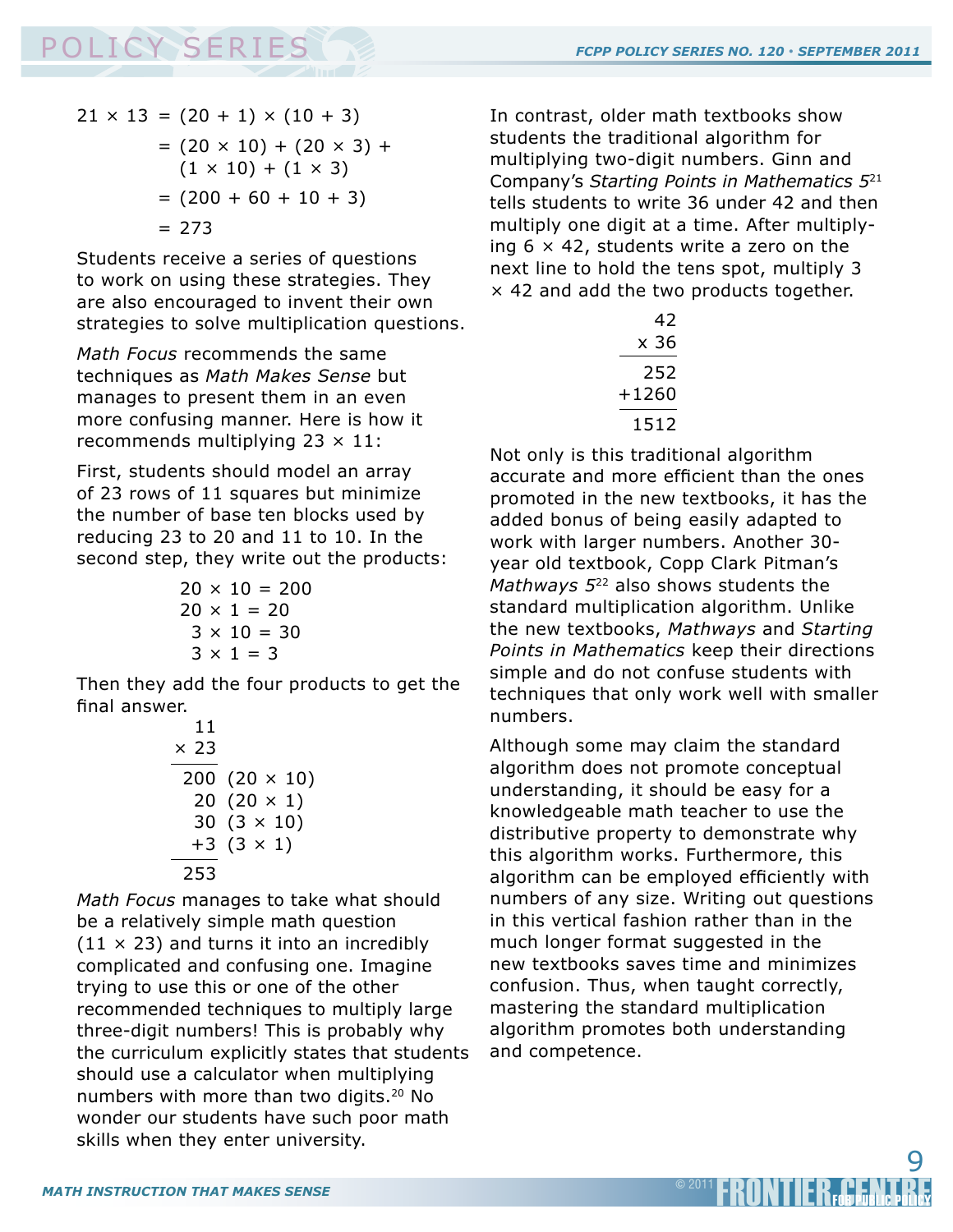$$
\begin{aligned}
21 \times 13 &= (20 + 1) \times (10 + 3) \\
&= (20 \times 10) + (20 \times 3) + (1 \times 10) + (1 \times 3) \\
&= (200 + 60 + 10 + 3) \\
&= 273
\end{aligned}
$$

Students receive a series of questions to work on using these strategies. They are also encouraged to invent their own strategies to solve multiplication questions.

*Math Focus* recommends the same techniques as *Math Makes Sense* but manages to present them in an even more confusing manner. Here is how it recommends multiplying 23 × 11:

First, students should model an array of 23 rows of 11 squares but minimize the number of base ten blocks used by reducing 23 to 20 and 11 to 10. In the second step, they write out the products:

$$
\begin{aligned}
20 \times 10 &= 200 \\
20 \times 1 &= 20 \\
3 \times 10 &= 30 \\
3 \times 1 &= 3
\end{aligned}
$$

Then they add the four products to get the final answer.

$$
\begin{array}{rl}
11 & \\
\times\ 23 & \\
\hline
200 & (20 \times 10) \\
20 & (20 \times 1) \\
30 & (3 \times 10) \\
+3 & (3 \times 1) \\
\hline
253 &
\end{array}
$$

*Math Focus* manages to take what should be a relatively simple math question (11 × 23) and turns it into an incredibly complicated and confusing one. Imagine trying to use this or one of the other recommended techniques to multiply large three-digit numbers! This is probably why the curriculum explicitly states that students should use a calculator when multiplying numbers with more than two digits.[20] No wonder our students have such poor math skills when they enter university.

In contrast, older math textbooks show students the traditional algorithm for multiplying two-digit numbers. Ginn and Company's *Starting Points in Mathematics 5*[21] tells students to write 36 under 42 and then multiply one digit at a time. After multiplying 6 × 42, students write a zero on the next line to hold the tens spot, multiply 3 × 42 and add the two products together.

$$
\begin{array}{r}
42 \\
\times\ 36 \\
\hline
252 \\
+1260 \\
\hline
1512
\end{array}
$$

Not only is this traditional algorithm accurate and more efficient than the ones promoted in the new textbooks, it has the added bonus of being easily adapted to work with larger numbers. Another 30-year old textbook, Copp Clark Pitman's *Mathways 5*[22] also shows students the standard multiplication algorithm. Unlike the new textbooks, *Mathways* and *Starting Points in Mathematics* keep their directions simple and do not confuse students with techniques that only work well with smaller numbers.

Although some may claim the standard algorithm does not promote conceptual understanding, it should be easy for a knowledgeable math teacher to use the distributive property to demonstrate why this algorithm works. Furthermore, this algorithm can be employed efficiently with numbers of any size. Writing out questions in this vertical fashion rather than in the much longer format suggested in the new textbooks saves time and minimizes confusion. Thus, when taught correctly, mastering the standard multiplication algorithm promotes both understanding and competence.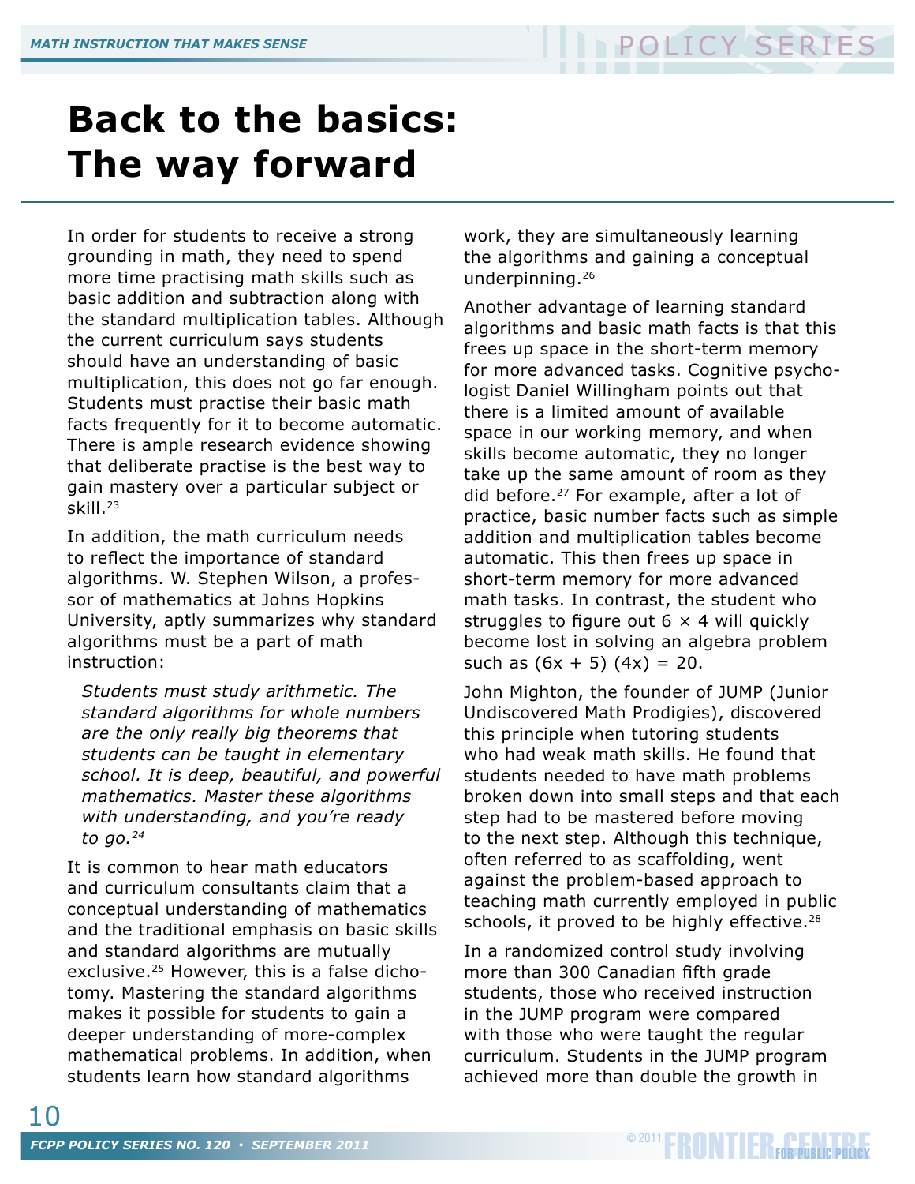# Back to the basics: The way forward

In order for students to receive a strong grounding in math, they need to spend more time practising math skills such as basic addition and subtraction along with the standard multiplication tables. Although the current curriculum says students should have an understanding of basic multiplication, this does not go far enough. Students must practise their basic math facts frequently for it to become automatic. There is ample research evidence showing that deliberate practise is the best way to gain mastery over a particular subject or skill.[23]

In addition, the math curriculum needs to reflect the importance of standard algorithms. W. Stephen Wilson, a professor of mathematics at Johns Hopkins University, aptly summarizes why standard algorithms must be a part of math instruction:

> *Students must study arithmetic. The standard algorithms for whole numbers are the only really big theorems that students can be taught in elementary school. It is deep, beautiful, and powerful mathematics. Master these algorithms with understanding, and you're ready to go.*[24]

It is common to hear math educators and curriculum consultants claim that a conceptual understanding of mathematics and the traditional emphasis on basic skills and standard algorithms are mutually exclusive.[25] However, this is a false dichotomy. Mastering the standard algorithms makes it possible for students to gain a deeper understanding of more-complex mathematical problems. In addition, when students learn how standard algorithms work, they are simultaneously learning the algorithms and gaining a conceptual underpinning.[26]

Another advantage of learning standard algorithms and basic math facts is that this frees up space in the short-term memory for more advanced tasks. Cognitive psychologist Daniel Willingham points out that there is a limited amount of available space in our working memory, and when skills become automatic, they no longer take up the same amount of room as they did before.[27] For example, after a lot of practice, basic number facts such as simple addition and multiplication tables become automatic. This then frees up space in short-term memory for more advanced math tasks. In contrast, the student who struggles to figure out $6 \times 4$ will quickly become lost in solving an algebra problem such as $(6x + 5)(4x) = 20$.

John Mighton, the founder of JUMP (Junior Undiscovered Math Prodigies), discovered this principle when tutoring students who had weak math skills. He found that students needed to have math problems broken down into small steps and that each step had to be mastered before moving to the next step. Although this technique, often referred to as scaffolding, went against the problem-based approach to teaching math currently employed in public schools, it proved to be highly effective.[28]

In a randomized control study involving more than 300 Canadian fifth grade students, those who received instruction in the JUMP program were compared with those who were taught the regular curriculum. Students in the JUMP program achieved more than double the growth in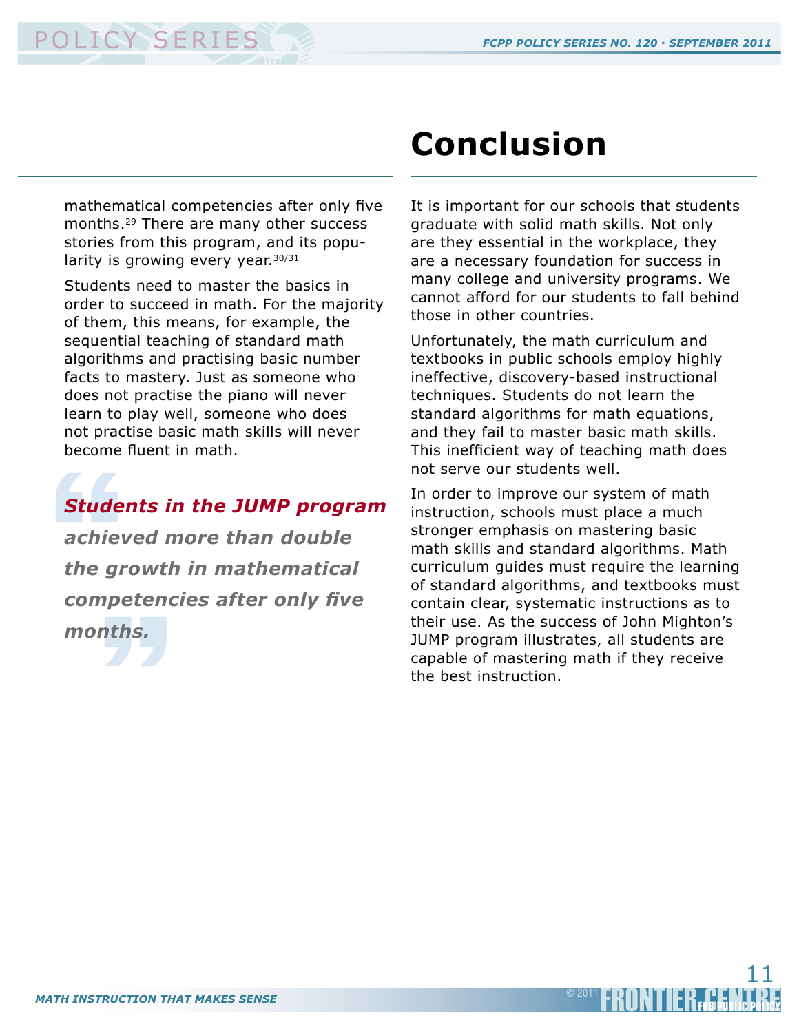mathematical competencies after only five months.[29] There are many other success stories from this program, and its popularity is growing every year.[30/31]

Students need to master the basics in order to succeed in math. For the majority of them, this means, for example, the sequential teaching of standard math algorithms and practising basic number facts to mastery. Just as someone who does not practise the piano will never learn to play well, someone who does not practise basic math skills will never become fluent in math.

> ***Students in the JUMP program achieved more than double the growth in mathematical competencies after only five months.***

# Conclusion

It is important for our schools that students graduate with solid math skills. Not only are they essential in the workplace, they are a necessary foundation for success in many college and university programs. We cannot afford for our students to fall behind those in other countries.

Unfortunately, the math curriculum and textbooks in public schools employ highly ineffective, discovery-based instructional techniques. Students do not learn the standard algorithms for math equations, and they fail to master basic math skills. This inefficient way of teaching math does not serve our students well.

In order to improve our system of math instruction, schools must place a much stronger emphasis on mastering basic math skills and standard algorithms. Math curriculum guides must require the learning of standard algorithms, and textbooks must contain clear, systematic instructions as to their use. As the success of John Mighton's JUMP program illustrates, all students are capable of mastering math if they receive the best instruction.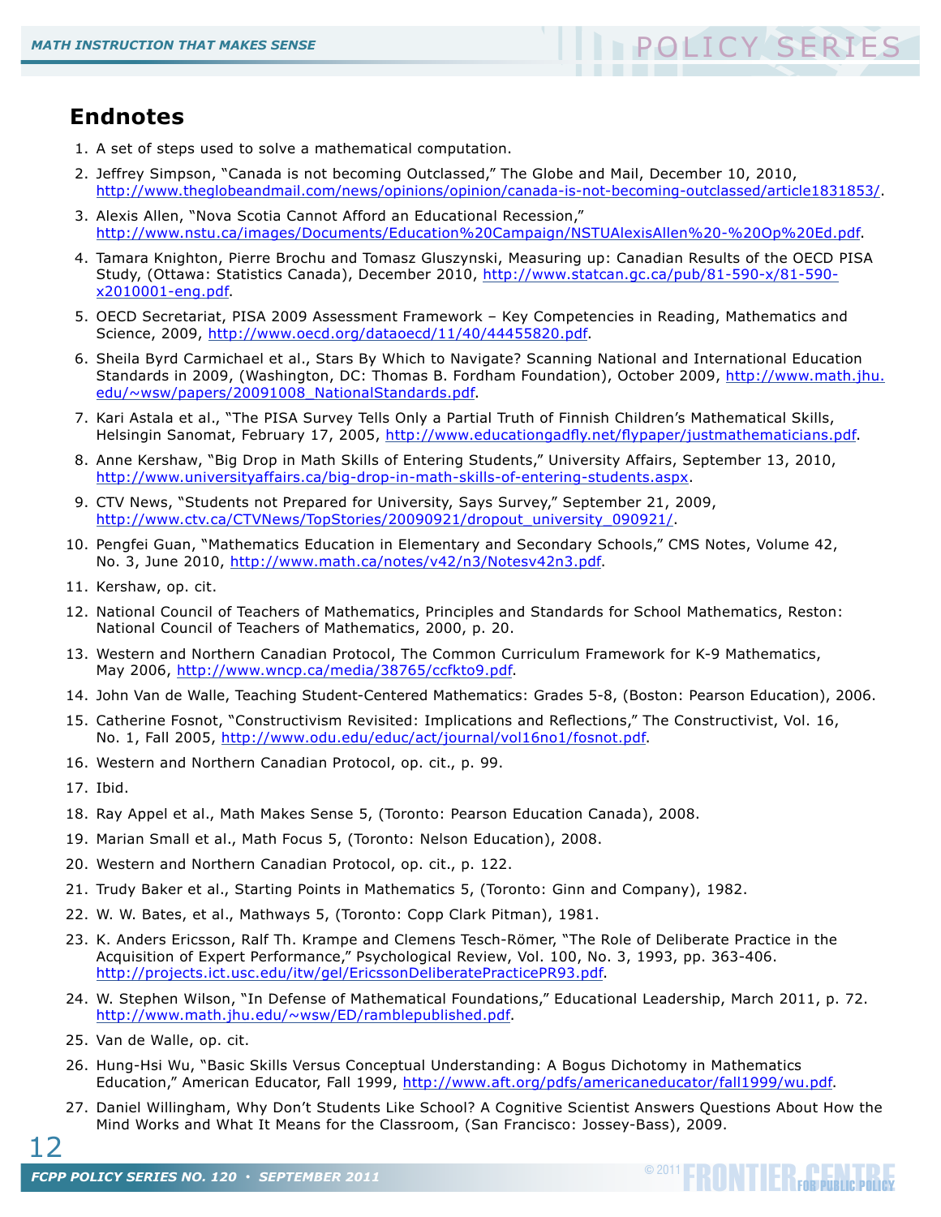## Endnotes

1. A set of steps used to solve a mathematical computation.
2. Jeffrey Simpson, "Canada is not becoming Outclassed," The Globe and Mail, December 10, 2010, http://www.theglobeandmail.com/news/opinions/opinion/canada-is-not-becoming-outclassed/article1831853/.
3. Alexis Allen, "Nova Scotia Cannot Afford an Educational Recession," http://www.nstu.ca/images/Documents/Education%20Campaign/NSTUAlexisAllen%20-%20Op%20Ed.pdf.
4. Tamara Knighton, Pierre Brochu and Tomasz Gluszynski, Measuring up: Canadian Results of the OECD PISA Study, (Ottawa: Statistics Canada), December 2010, http://www.statcan.gc.ca/pub/81-590-x/81-590-x2010001-eng.pdf.
5. OECD Secretariat, PISA 2009 Assessment Framework – Key Competencies in Reading, Mathematics and Science, 2009, http://www.oecd.org/dataoecd/11/40/44455820.pdf.
6. Sheila Byrd Carmichael et al., Stars By Which to Navigate? Scanning National and International Education Standards in 2009, (Washington, DC: Thomas B. Fordham Foundation), October 2009, http://www.math.jhu.edu/~wsw/papers/20091008_NationalStandards.pdf.
7. Kari Astala et al., "The PISA Survey Tells Only a Partial Truth of Finnish Children's Mathematical Skills, Helsingin Sanomat, February 17, 2005, http://www.educationgadfly.net/flypaper/justmathematicians.pdf.
8. Anne Kershaw, "Big Drop in Math Skills of Entering Students," University Affairs, September 13, 2010, http://www.universityaffairs.ca/big-drop-in-math-skills-of-entering-students.aspx.
9. CTV News, "Students not Prepared for University, Says Survey," September 21, 2009, http://www.ctv.ca/CTVNews/TopStories/20090921/dropout_university_090921/.
10. Pengfei Guan, "Mathematics Education in Elementary and Secondary Schools," CMS Notes, Volume 42, No. 3, June 2010, http://www.math.ca/notes/v42/n3/Notesv42n3.pdf.
11. Kershaw, op. cit.
12. National Council of Teachers of Mathematics, Principles and Standards for School Mathematics, Reston: National Council of Teachers of Mathematics, 2000, p. 20.
13. Western and Northern Canadian Protocol, The Common Curriculum Framework for K-9 Mathematics, May 2006, http://www.wncp.ca/media/38765/ccfkto9.pdf.
14. John Van de Walle, Teaching Student-Centered Mathematics: Grades 5-8, (Boston: Pearson Education), 2006.
15. Catherine Fosnot, "Constructivism Revisited: Implications and Reflections," The Constructivist, Vol. 16, No. 1, Fall 2005, http://www.odu.edu/educ/act/journal/vol16no1/fosnot.pdf.
16. Western and Northern Canadian Protocol, op. cit., p. 99.
17. Ibid.
18. Ray Appel et al., Math Makes Sense 5, (Toronto: Pearson Education Canada), 2008.
19. Marian Small et al., Math Focus 5, (Toronto: Nelson Education), 2008.
20. Western and Northern Canadian Protocol, op. cit., p. 122.
21. Trudy Baker et al., Starting Points in Mathematics 5, (Toronto: Ginn and Company), 1982.
22. W. W. Bates, et al., Mathways 5, (Toronto: Copp Clark Pitman), 1981.
23. K. Anders Ericsson, Ralf Th. Krampe and Clemens Tesch-Römer, "The Role of Deliberate Practice in the Acquisition of Expert Performance," Psychological Review, Vol. 100, No. 3, 1993, pp. 363-406. http://projects.ict.usc.edu/itw/gel/EricssonDeliberatePracticePR93.pdf.
24. W. Stephen Wilson, "In Defense of Mathematical Foundations," Educational Leadership, March 2011, p. 72. http://www.math.jhu.edu/~wsw/ED/ramblepublished.pdf.
25. Van de Walle, op. cit.
26. Hung-Hsi Wu, "Basic Skills Versus Conceptual Understanding: A Bogus Dichotomy in Mathematics Education," American Educator, Fall 1999, http://www.aft.org/pdfs/americaneducator/fall1999/wu.pdf.
27. Daniel Willingham, Why Don't Students Like School? A Cognitive Scientist Answers Questions About How the Mind Works and What It Means for the Classroom, (San Francisco: Jossey-Bass), 2009.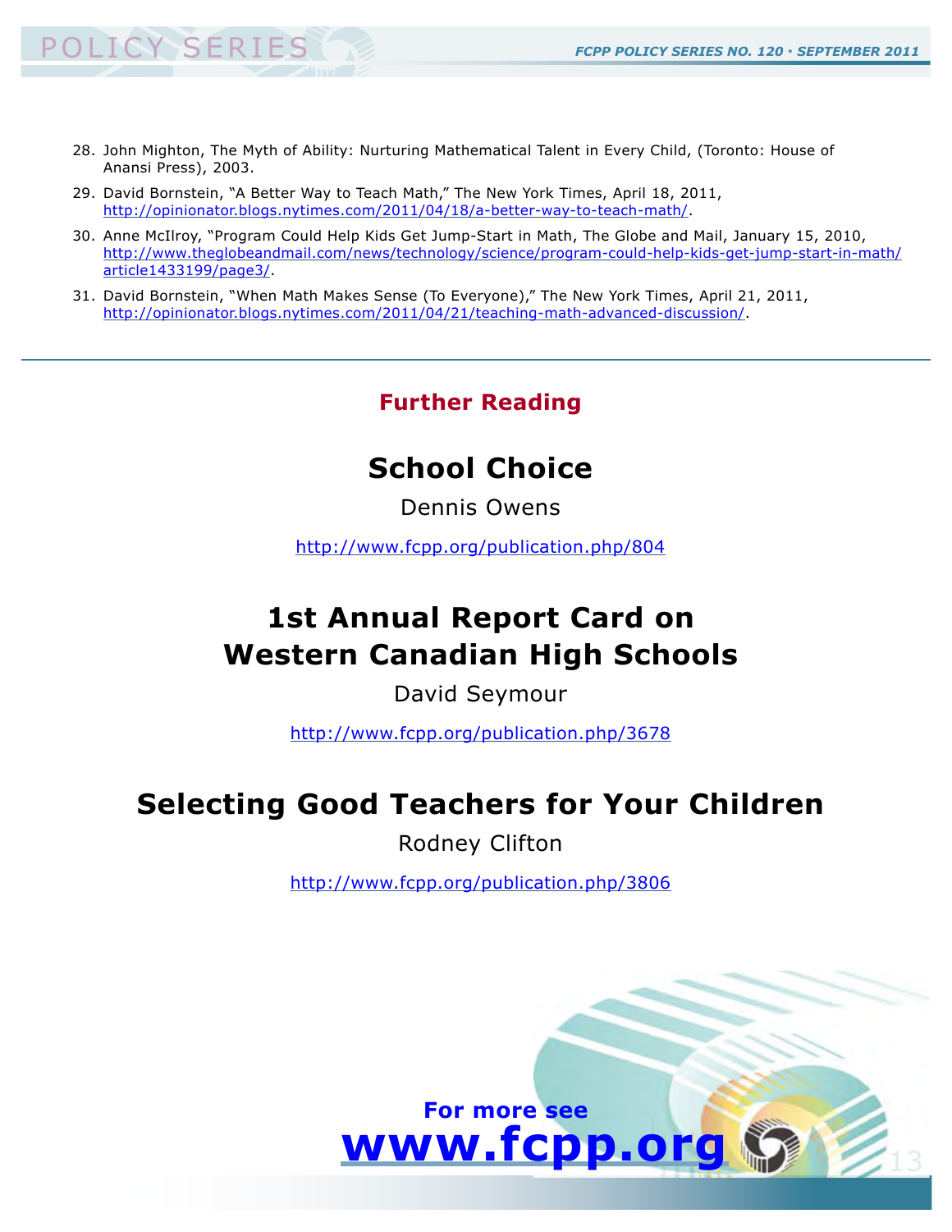28. John Mighton, The Myth of Ability: Nurturing Mathematical Talent in Every Child, (Toronto: House of Anansi Press), 2003.

29. David Bornstein, "A Better Way to Teach Math," The New York Times, April 18, 2011, http://opinionator.blogs.nytimes.com/2011/04/18/a-better-way-to-teach-math/.

30. Anne McIlroy, "Program Could Help Kids Get Jump-Start in Math, The Globe and Mail, January 15, 2010, http://www.theglobeandmail.com/news/technology/science/program-could-help-kids-get-jump-start-in-math/article1433199/page3/.

31. David Bornstein, "When Math Makes Sense (To Everyone)," The New York Times, April 21, 2011, http://opinionator.blogs.nytimes.com/2011/04/21/teaching-math-advanced-discussion/.

---

## Further Reading

### School Choice

Dennis Owens

http://www.fcpp.org/publication.php/804

### 1st Annual Report Card on Western Canadian High Schools

David Seymour

http://www.fcpp.org/publication.php/3678

### Selecting Good Teachers for Your Children

Rodney Clifton

http://www.fcpp.org/publication.php/3806

**For more see**

**www.fcpp.org**